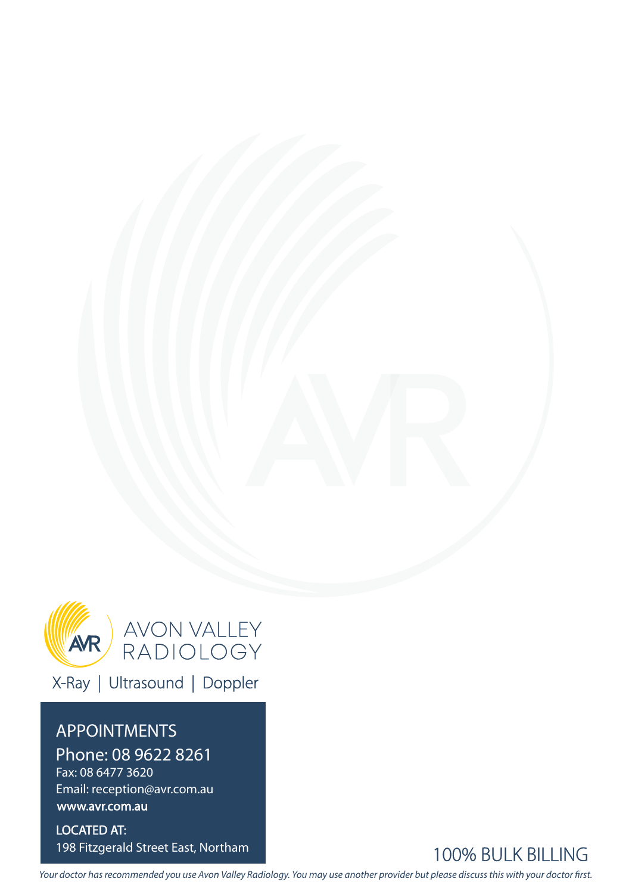# AVON VALLEY RADIOLOGY

X-Ray | Ultrasound | Doppler

## APPOINTMENTS

Phone: 08 9622 8261
Fax: 08 6477 3620
Email: reception@avr.com.au
**www.avr.com.au**

LOCATED AT:
198 Fitzgerald Street East, Northam

100% BULK BILLING

*Your doctor has recommended you use Avon Valley Radiology. You may use another provider but please discuss this with your doctor first.*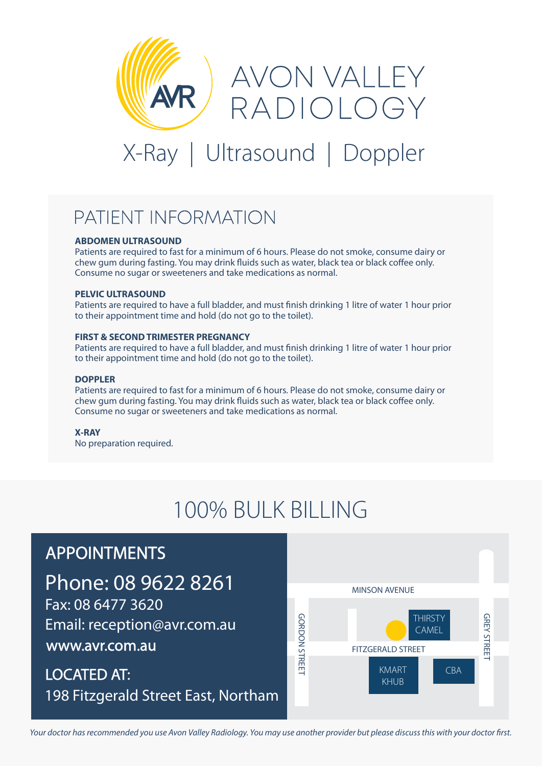# AVON VALLEY RADIOLOGY

X-Ray | Ultrasound | Doppler

## PATIENT INFORMATION

**ABDOMEN ULTRASOUND**
Patients are required to fast for a minimum of 6 hours. Please do not smoke, consume dairy or chew gum during fasting. You may drink fluids such as water, black tea or black coffee only. Consume no sugar or sweeteners and take medications as normal.

**PELVIC ULTRASOUND**
Patients are required to have a full bladder, and must finish drinking 1 litre of water 1 hour prior to their appointment time and hold (do not go to the toilet).

**FIRST & SECOND TRIMESTER PREGNANCY**
Patients are required to have a full bladder, and must finish drinking 1 litre of water 1 hour prior to their appointment time and hold (do not go to the toilet).

**DOPPLER**
Patients are required to fast for a minimum of 6 hours. Please do not smoke, consume dairy or chew gum during fasting. You may drink fluids such as water, black tea or black coffee only. Consume no sugar or sweeteners and take medications as normal.

**X-RAY**
No preparation required.

## 100% BULK BILLING

### APPOINTMENTS

Phone: 08 9622 8261
Fax: 08 6477 3620
Email: reception@avr.com.au
www.avr.com.au

### LOCATED AT:

198 Fitzgerald Street East, Northam

MINSON AVENUE
GORDON STREET
THIRSTY CAMEL
GREY STREET
FITZGERALD STREET
KMART KHUB
CBA

*Your doctor has recommended you use Avon Valley Radiology. You may use another provider but please discuss this with your doctor first.*